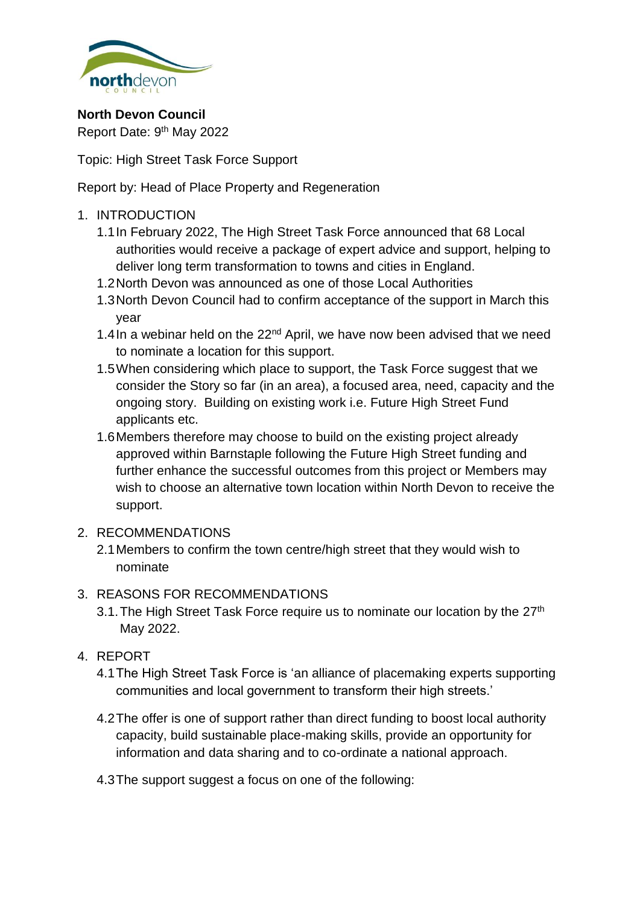**North Devon Council**
Report Date: 9th May 2022

Topic: High Street Task Force Support

Report by: Head of Place Property and Regeneration

1. INTRODUCTION
   1.1 In February 2022, The High Street Task Force announced that 68 Local authorities would receive a package of expert advice and support, helping to deliver long term transformation to towns and cities in England.
   1.2 North Devon was announced as one of those Local Authorities
   1.3 North Devon Council had to confirm acceptance of the support in March this year
   1.4 In a webinar held on the 22nd April, we have now been advised that we need to nominate a location for this support.
   1.5 When considering which place to support, the Task Force suggest that we consider the Story so far (in an area), a focused area, need, capacity and the ongoing story. Building on existing work i.e. Future High Street Fund applicants etc.
   1.6 Members therefore may choose to build on the existing project already approved within Barnstaple following the Future High Street funding and further enhance the successful outcomes from this project or Members may wish to choose an alternative town location within North Devon to receive the support.

2. RECOMMENDATIONS
   2.1 Members to confirm the town centre/high street that they would wish to nominate

3. REASONS FOR RECOMMENDATIONS
   3.1. The High Street Task Force require us to nominate our location by the 27th May 2022.

4. REPORT
   4.1 The High Street Task Force is 'an alliance of placemaking experts supporting communities and local government to transform their high streets.'

   4.2 The offer is one of support rather than direct funding to boost local authority capacity, build sustainable place-making skills, provide an opportunity for information and data sharing and to co-ordinate a national approach.

   4.3 The support suggest a focus on one of the following: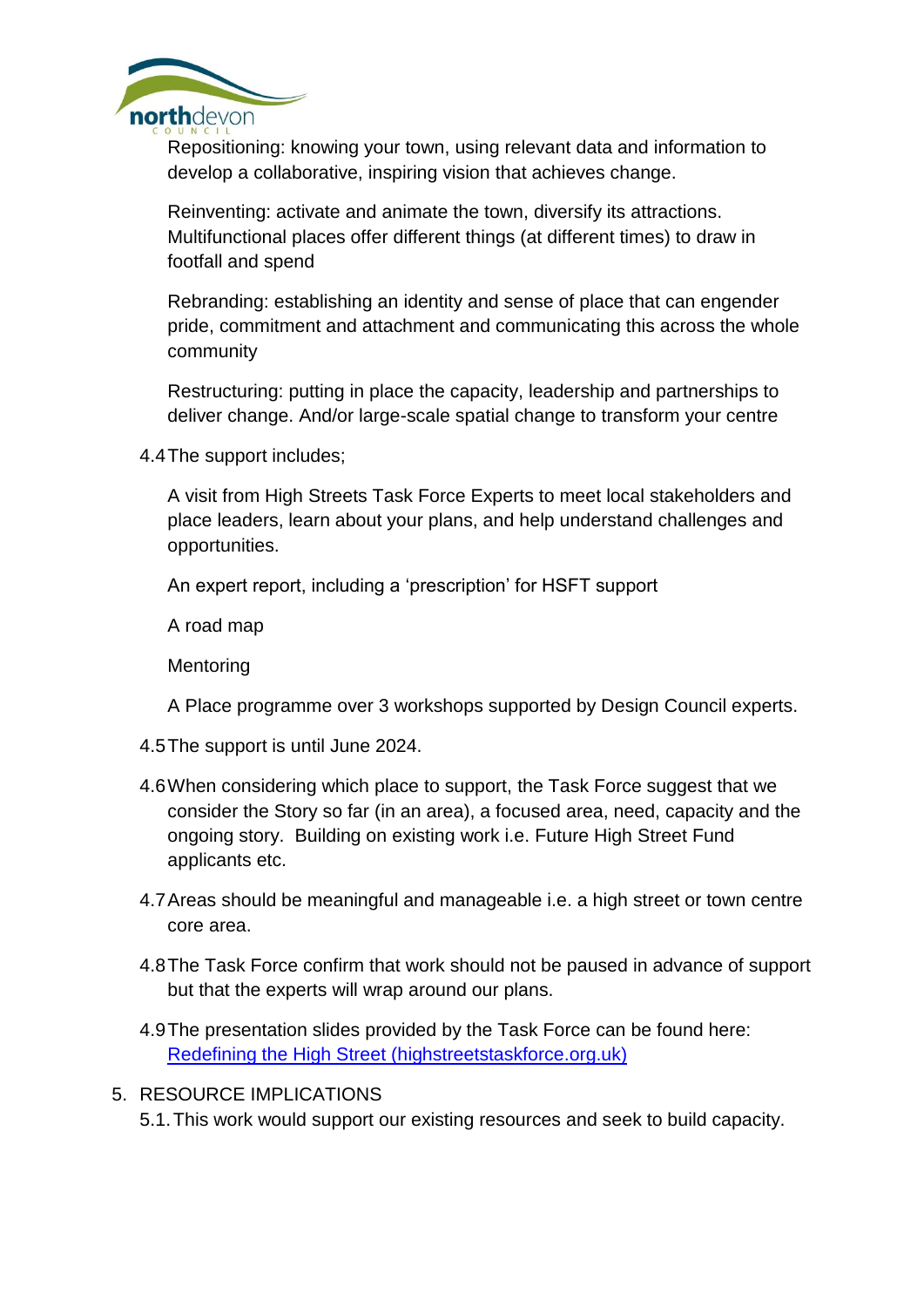Repositioning: knowing your town, using relevant data and information to develop a collaborative, inspiring vision that achieves change.

Reinventing: activate and animate the town, diversify its attractions. Multifunctional places offer different things (at different times) to draw in footfall and spend

Rebranding: establishing an identity and sense of place that can engender pride, commitment and attachment and communicating this across the whole community

Restructuring: putting in place the capacity, leadership and partnerships to deliver change. And/or large-scale spatial change to transform your centre

4.4 The support includes;

A visit from High Streets Task Force Experts to meet local stakeholders and place leaders, learn about your plans, and help understand challenges and opportunities.

An expert report, including a 'prescription' for HSFT support

A road map

Mentoring

A Place programme over 3 workshops supported by Design Council experts.

4.5 The support is until June 2024.

4.6 When considering which place to support, the Task Force suggest that we consider the Story so far (in an area), a focused area, need, capacity and the ongoing story. Building on existing work i.e. Future High Street Fund applicants etc.

4.7 Areas should be meaningful and manageable i.e. a high street or town centre core area.

4.8 The Task Force confirm that work should not be paused in advance of support but that the experts will wrap around our plans.

4.9 The presentation slides provided by the Task Force can be found here: [Redefining the High Street (highstreetstaskforce.org.uk)](highstreetstaskforce.org.uk)

5. RESOURCE IMPLICATIONS

5.1. This work would support our existing resources and seek to build capacity.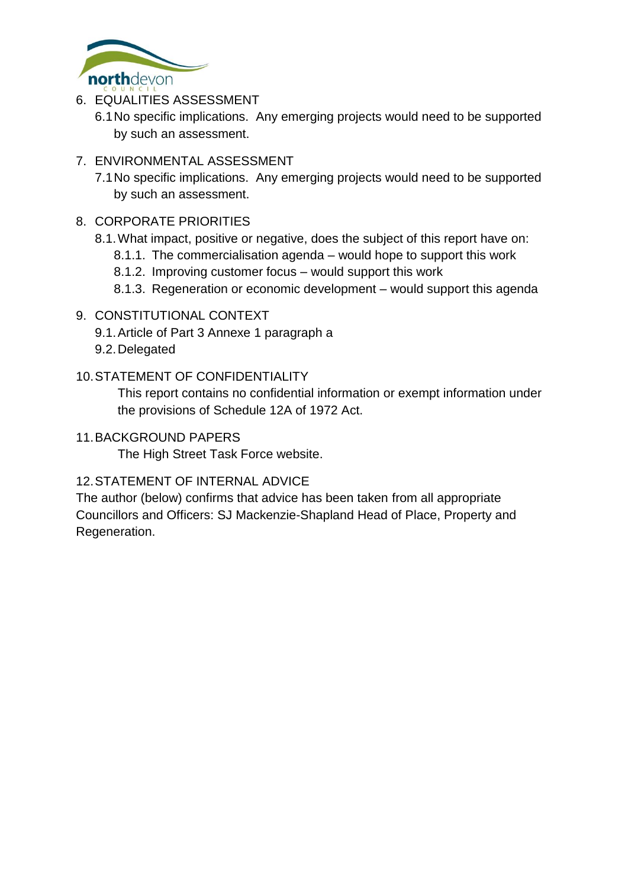6. EQUALITIES ASSESSMENT
   6.1 No specific implications. Any emerging projects would need to be supported by such an assessment.

7. ENVIRONMENTAL ASSESSMENT
   7.1 No specific implications. Any emerging projects would need to be supported by such an assessment.

8. CORPORATE PRIORITIES
   8.1. What impact, positive or negative, does the subject of this report have on:
      8.1.1. The commercialisation agenda – would hope to support this work
      8.1.2. Improving customer focus – would support this work
      8.1.3. Regeneration or economic development – would support this agenda

9. CONSTITUTIONAL CONTEXT
   9.1. Article of Part 3 Annexe 1 paragraph a
   9.2. Delegated

10. STATEMENT OF CONFIDENTIALITY
    This report contains no confidential information or exempt information under the provisions of Schedule 12A of 1972 Act.

11. BACKGROUND PAPERS
    The High Street Task Force website.

12. STATEMENT OF INTERNAL ADVICE

The author (below) confirms that advice has been taken from all appropriate Councillors and Officers: SJ Mackenzie-Shapland Head of Place, Property and Regeneration.